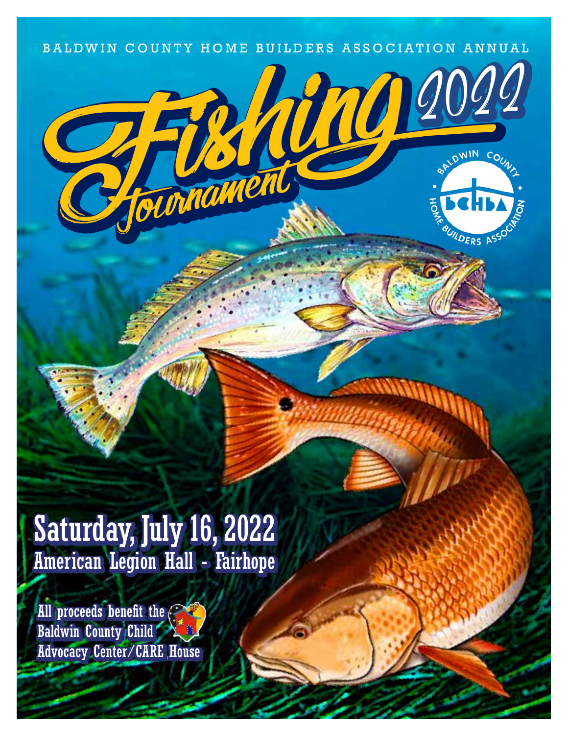BALDWIN COUNTY HOME BUILDERS ASSOCIATION ANNUAL

# Fishing Tournament 2022

BALDWIN COUNTY HOME BUILDERS ASSOCIATION

BCHBA

## Saturday, July 16, 2022

### American Legion Hall - Fairhope

**All proceeds benefit the Baldwin County Child Advocacy Center/CARE House**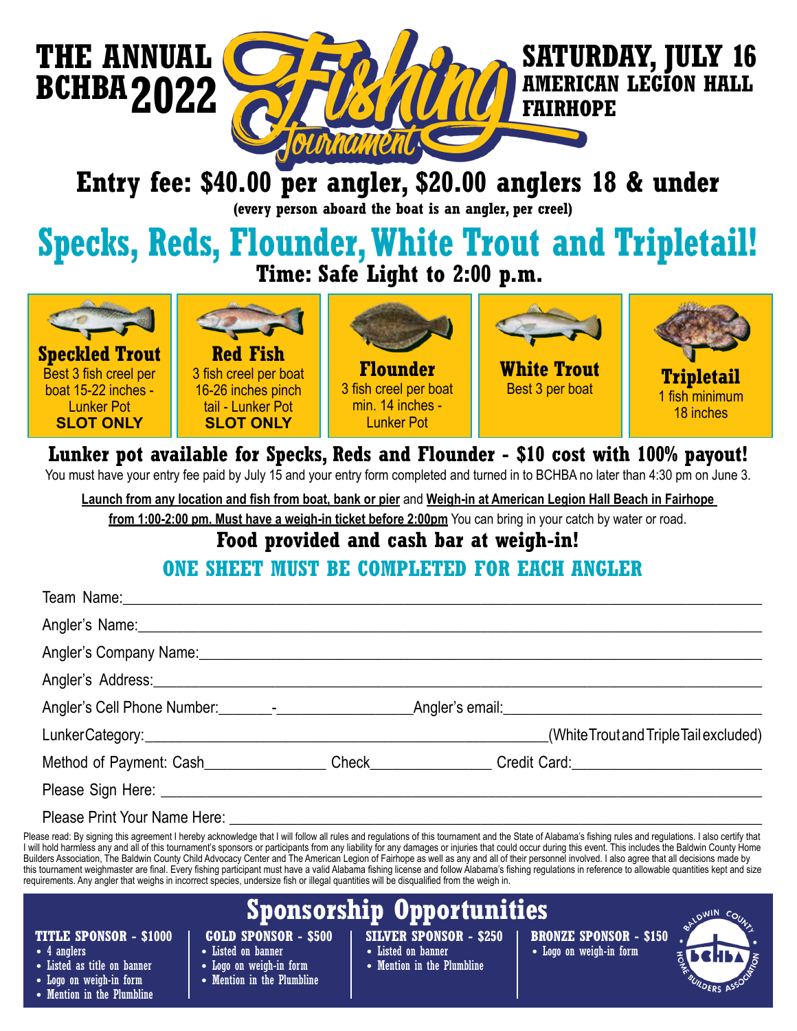# THE ANNUAL BCHBA 2022 Fishing Tournament

**SATURDAY, JULY 16**
**AMERICAN LEGION HALL**
**FAIRHOPE**

## Entry fee: $40.00 per angler, $20.00 anglers 18 & under

**(every person aboard the boat is an angler, per creel)**

## Specks, Reds, Flounder, White Trout and Tripletail!

**Time: Safe Light to 2:00 p.m.**

| Speckled Trout | Red Fish | Flounder | White Trout | Tripletail |
|---|---|---|---|---|
| Best 3 fish creel per boat 15-22 inches - Lunker Pot **SLOT ONLY** | 3 fish creel per boat 16-26 inches pinch tail - Lunker Pot **SLOT ONLY** | 3 fish creel per boat min. 14 inches - Lunker Pot | Best 3 per boat | 1 fish minimum 18 inches |

**Lunker pot available for Specks, Reds and Flounder - $10 cost with 100% payout!**

You must have your entry fee paid by July 15 and your entry form completed and turned in to BCHBA no later than 4:30 pm on June 3.

Launch from any location and fish from boat, bank or pier and Weigh-in at American Legion Hall Beach in Fairhope from 1:00-2:00 pm. Must have a weigh-in ticket before 2:00pm You can bring in your catch by water or road.

**Food provided and cash bar at weigh-in!**

### ONE SHEET MUST BE COMPLETED FOR EACH ANGLER

Team Name:________________________________________________

Angler's Name:________________________________________________

Angler's Company Name:________________________________________________

Angler's Address:________________________________________________

Angler's Cell Phone Number:_______-_________________Angler's email:_______________________________

LunkerCategory:___________________________________________(White Trout and Triple Tail excluded)

Method of Payment: Cash_______________ Check_______________ Credit Card:_______________________

Please Sign Here: ________________________________________________

Please Print Your Name Here: ________________________________________________

Please read: By signing this agreement I hereby acknowledge that I will follow all rules and regulations of this tournament and the State of Alabama's fishing rules and regulations. I also certify that I will hold harmless any and all of this tournament's sponsors or participants from any liability for any damages or injuries that could occur during this event. This includes the Baldwin County Home Builders Association, The Baldwin County Child Advocacy Center and The American Legion of Fairhope as well as any and all of their personnel involved. I also agree that all decisions made by this tournament weighmaster are final. Every fishing participant must have a valid Alabama fishing license and follow Alabama's fishing regulations in reference to allowable quantities kept and size requirements. Any angler that weighs in incorrect species, undersize fish or illegal quantities will be disqualified from the weigh in.

## Sponsorship Opportunities

**TITLE SPONSOR - $1000**
- 4 anglers
- Listed as title on banner
- Logo on weigh-in form
- Mention in the Plumbline

**GOLD SPONSOR - $500**
- Listed on banner
- Logo on weigh-in form
- Mention in the Plumbline

**SILVER SPONSOR - $250**
- Listed on banner
- Mention in the Plumbline

**BRONZE SPONSOR - $150**
- Logo on weigh-in form

BALDWIN COUNTY HOME BUILDERS ASSOCIATION — BCHBA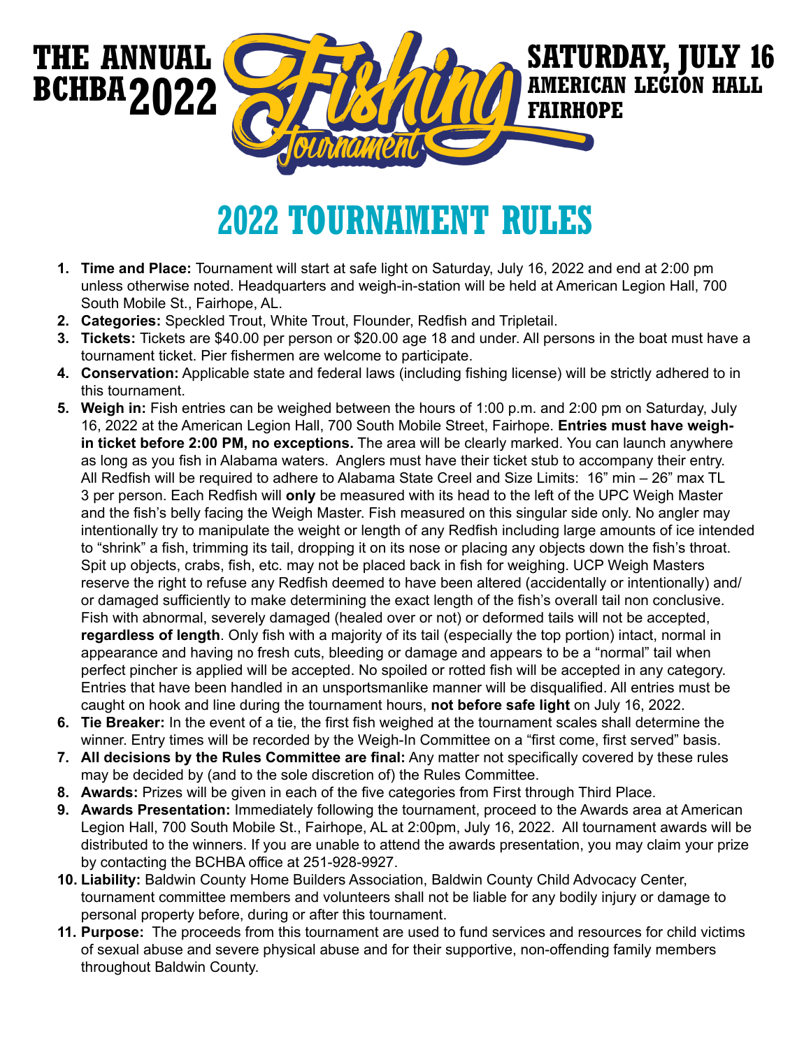THE ANNUAL BCHBA 2022 Fishing Tournament

SATURDAY, JULY 16
AMERICAN LEGION HALL
FAIRHOPE

# 2022 TOURNAMENT RULES

1. **Time and Place:** Tournament will start at safe light on Saturday, July 16, 2022 and end at 2:00 pm unless otherwise noted. Headquarters and weigh-in-station will be held at American Legion Hall, 700 South Mobile St., Fairhope, AL.
2. **Categories:** Speckled Trout, White Trout, Flounder, Redfish and Tripletail.
3. **Tickets:** Tickets are $40.00 per person or $20.00 age 18 and under. All persons in the boat must have a tournament ticket. Pier fishermen are welcome to participate.
4. **Conservation:** Applicable state and federal laws (including fishing license) will be strictly adhered to in this tournament.
5. **Weigh in:** Fish entries can be weighed between the hours of 1:00 p.m. and 2:00 pm on Saturday, July 16, 2022 at the American Legion Hall, 700 South Mobile Street, Fairhope. **Entries must have weigh-in ticket before 2:00 PM, no exceptions.** The area will be clearly marked. You can launch anywhere as long as you fish in Alabama waters. Anglers must have their ticket stub to accompany their entry. All Redfish will be required to adhere to Alabama State Creel and Size Limits: 16" min – 26" max TL 3 per person. Each Redfish will **only** be measured with its head to the left of the UPC Weigh Master and the fish's belly facing the Weigh Master. Fish measured on this singular side only. No angler may intentionally try to manipulate the weight or length of any Redfish including large amounts of ice intended to "shrink" a fish, trimming its tail, dropping it on its nose or placing any objects down the fish's throat. Spit up objects, crabs, fish, etc. may not be placed back in fish for weighing. UCP Weigh Masters reserve the right to refuse any Redfish deemed to have been altered (accidentally or intentionally) and/or damaged sufficiently to make determining the exact length of the fish's overall tail non conclusive. Fish with abnormal, severely damaged (healed over or not) or deformed tails will not be accepted, **regardless of length**. Only fish with a majority of its tail (especially the top portion) intact, normal in appearance and having no fresh cuts, bleeding or damage and appears to be a "normal" tail when perfect pincher is applied will be accepted. No spoiled or rotted fish will be accepted in any category. Entries that have been handled in an unsportsmanlike manner will be disqualified. All entries must be caught on hook and line during the tournament hours, **not before safe light** on July 16, 2022.
6. **Tie Breaker:** In the event of a tie, the first fish weighed at the tournament scales shall determine the winner. Entry times will be recorded by the Weigh-In Committee on a "first come, first served" basis.
7. **All decisions by the Rules Committee are final:** Any matter not specifically covered by these rules may be decided by (and to the sole discretion of) the Rules Committee.
8. **Awards:** Prizes will be given in each of the five categories from First through Third Place.
9. **Awards Presentation:** Immediately following the tournament, proceed to the Awards area at American Legion Hall, 700 South Mobile St., Fairhope, AL at 2:00pm, July 16, 2022. All tournament awards will be distributed to the winners. If you are unable to attend the awards presentation, you may claim your prize by contacting the BCHBA office at 251-928-9927.
10. **Liability:** Baldwin County Home Builders Association, Baldwin County Child Advocacy Center, tournament committee members and volunteers shall not be liable for any bodily injury or damage to personal property before, during or after this tournament.
11. **Purpose:** The proceeds from this tournament are used to fund services and resources for child victims of sexual abuse and severe physical abuse and for their supportive, non-offending family members throughout Baldwin County.